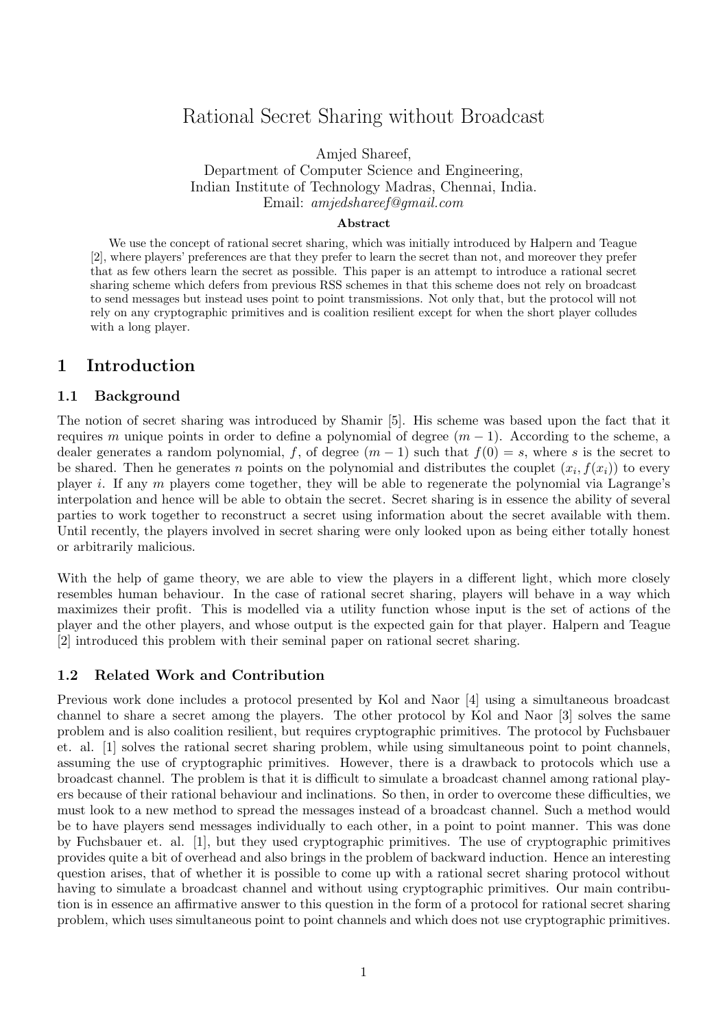# Rational Secret Sharing without Broadcast

Amjed Shareef,
Department of Computer Science and Engineering,
Indian Institute of Technology Madras, Chennai, India.
Email: *amjedshareef@gmail.com*

**Abstract**

We use the concept of rational secret sharing, which was initially introduced by Halpern and Teague [2], where players' preferences are that they prefer to learn the secret than not, and moreover they prefer that as few others learn the secret as possible. This paper is an attempt to introduce a rational secret sharing scheme which defers from previous RSS schemes in that this scheme does not rely on broadcast to send messages but instead uses point to point transmissions. Not only that, but the protocol will not rely on any cryptographic primitives and is coalition resilient except for when the short player colludes with a long player.

## 1 Introduction

### 1.1 Background

The notion of secret sharing was introduced by Shamir [5]. His scheme was based upon the fact that it requires $m$ unique points in order to define a polynomial of degree $(m-1)$. According to the scheme, a dealer generates a random polynomial, $f$, of degree $(m-1)$ such that $f(0) = s$, where $s$ is the secret to be shared. Then he generates $n$ points on the polynomial and distributes the couplet $(x_i, f(x_i))$ to every player $i$. If any $m$ players come together, they will be able to regenerate the polynomial via Lagrange's interpolation and hence will be able to obtain the secret. Secret sharing is in essence the ability of several parties to work together to reconstruct a secret using information about the secret available with them. Until recently, the players involved in secret sharing were only looked upon as being either totally honest or arbitrarily malicious.

With the help of game theory, we are able to view the players in a different light, which more closely resembles human behaviour. In the case of rational secret sharing, players will behave in a way which maximizes their profit. This is modelled via a utility function whose input is the set of actions of the player and the other players, and whose output is the expected gain for that player. Halpern and Teague [2] introduced this problem with their seminal paper on rational secret sharing.

### 1.2 Related Work and Contribution

Previous work done includes a protocol presented by Kol and Naor [4] using a simultaneous broadcast channel to share a secret among the players. The other protocol by Kol and Naor [3] solves the same problem and is also coalition resilient, but requires cryptographic primitives. The protocol by Fuchsbauer et. al. [1] solves the rational secret sharing problem, while using simultaneous point to point channels, assuming the use of cryptographic primitives. However, there is a drawback to protocols which use a broadcast channel. The problem is that it is difficult to simulate a broadcast channel among rational players because of their rational behaviour and inclinations. So then, in order to overcome these difficulties, we must look to a new method to spread the messages instead of a broadcast channel. Such a method would be to have players send messages individually to each other, in a point to point manner. This was done by Fuchsbauer et. al. [1], but they used cryptographic primitives. The use of cryptographic primitives provides quite a bit of overhead and also brings in the problem of backward induction. Hence an interesting question arises, that of whether it is possible to come up with a rational secret sharing protocol without having to simulate a broadcast channel and without using cryptographic primitives. Our main contribution is in essence an affirmative answer to this question in the form of a protocol for rational secret sharing problem, which uses simultaneous point to point channels and which does not use cryptographic primitives.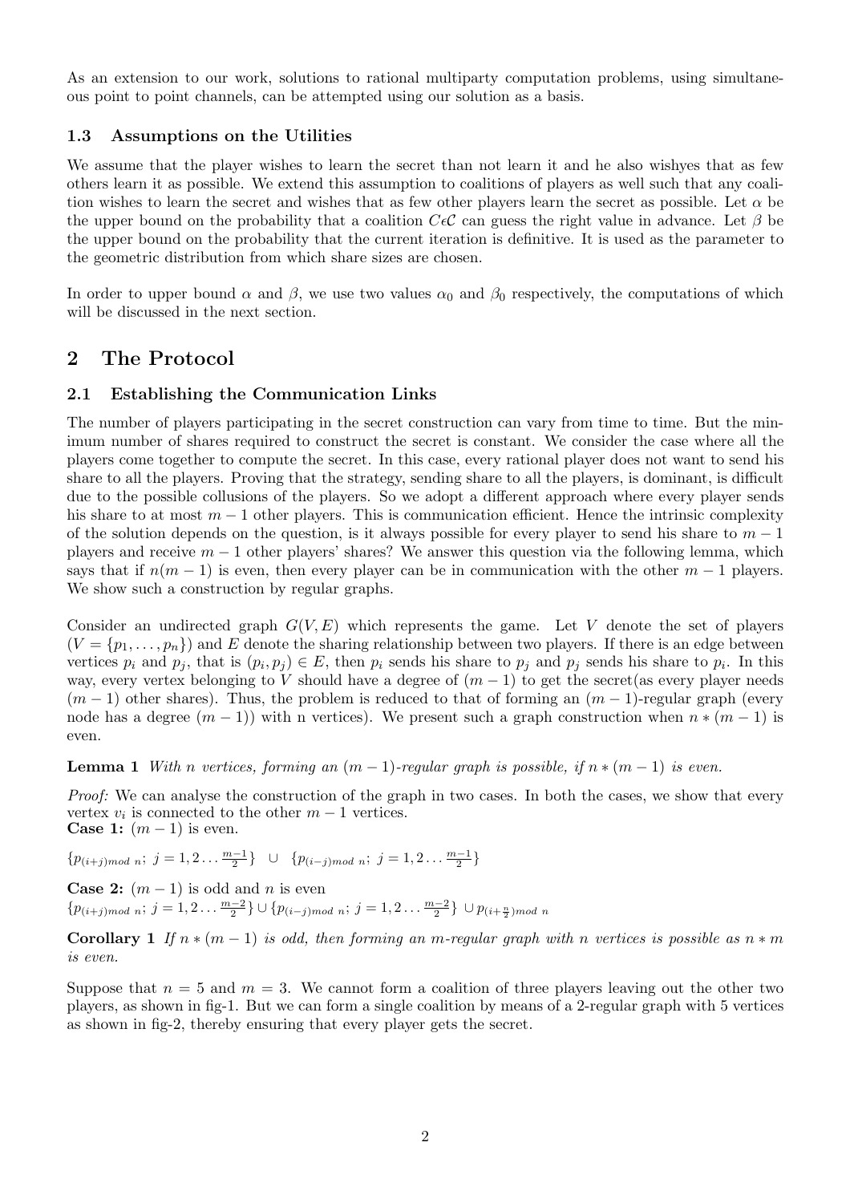As an extension to our work, solutions to rational multiparty computation problems, using simultaneous point to point channels, can be attempted using our solution as a basis.

### 1.3 Assumptions on the Utilities

We assume that the player wishes to learn the secret than not learn it and he also wishyes that as few others learn it as possible. We extend this assumption to coalitions of players as well such that any coalition wishes to learn the secret and wishes that as few other players learn the secret as possible. Let $\alpha$ be the upper bound on the probability that a coalition $C \epsilon \mathcal{C}$ can guess the right value in advance. Let $\beta$ be the upper bound on the probability that the current iteration is definitive. It is used as the parameter to the geometric distribution from which share sizes are chosen.

In order to upper bound $\alpha$ and $\beta$, we use two values $\alpha_0$ and $\beta_0$ respectively, the computations of which will be discussed in the next section.

## 2 The Protocol

### 2.1 Establishing the Communication Links

The number of players participating in the secret construction can vary from time to time. But the minimum number of shares required to construct the secret is constant. We consider the case where all the players come together to compute the secret. In this case, every rational player does not want to send his share to all the players. Proving that the strategy, sending share to all the players, is dominant, is difficult due to the possible collusions of the players. So we adopt a different approach where every player sends his share to at most $m-1$ other players. This is communication efficient. Hence the intrinsic complexity of the solution depends on the question, is it always possible for every player to send his share to $m-1$ players and receive $m-1$ other players' shares? We answer this question via the following lemma, which says that if $n(m-1)$ is even, then every player can be in communication with the other $m-1$ players. We show such a construction by regular graphs.

Consider an undirected graph $G(V, E)$ which represents the game. Let $V$ denote the set of players ($V = \{p_1, \ldots, p_n\}$) and $E$ denote the sharing relationship between two players. If there is an edge between vertices $p_i$ and $p_j$, that is $(p_i, p_j) \in E$, then $p_i$ sends his share to $p_j$ and $p_j$ sends his share to $p_i$. In this way, every vertex belonging to $V$ should have a degree of $(m-1)$ to get the secret(as every player needs $(m-1)$ other shares). Thus, the problem is reduced to that of forming an $(m-1)$-regular graph (every node has a degree $(m-1)$) with n vertices). We present such a graph construction when $n*(m-1)$ is even.

**Lemma 1** *With n vertices, forming an $(m-1)$-regular graph is possible, if $n*(m-1)$ is even.*

*Proof:* We can analyse the construction of the graph in two cases. In both the cases, we show that every vertex $v_i$ is connected to the other $m-1$ vertices.
**Case 1:** $(m-1)$ is even.

$\{p_{(i+j) mod\ n};\ j = 1, 2 \ldots \frac{m-1}{2}\} \quad \cup \quad \{p_{(i-j) mod\ n};\ j = 1, 2 \ldots \frac{m-1}{2}\}$

**Case 2:** $(m-1)$ is odd and $n$ is even
$\{p_{(i+j) mod\ n};\ j = 1, 2 \ldots \frac{m-2}{2}\} \cup \{p_{(i-j) mod\ n};\ j = 1, 2 \ldots \frac{m-2}{2}\} \cup p_{(i+\frac{n}{2}) mod\ n}$

**Corollary 1** *If $n*(m-1)$ is odd, then forming an m-regular graph with n vertices is possible as $n*m$ is even.*

Suppose that $n = 5$ and $m = 3$. We cannot form a coalition of three players leaving out the other two players, as shown in fig-1. But we can form a single coalition by means of a 2-regular graph with 5 vertices as shown in fig-2, thereby ensuring that every player gets the secret.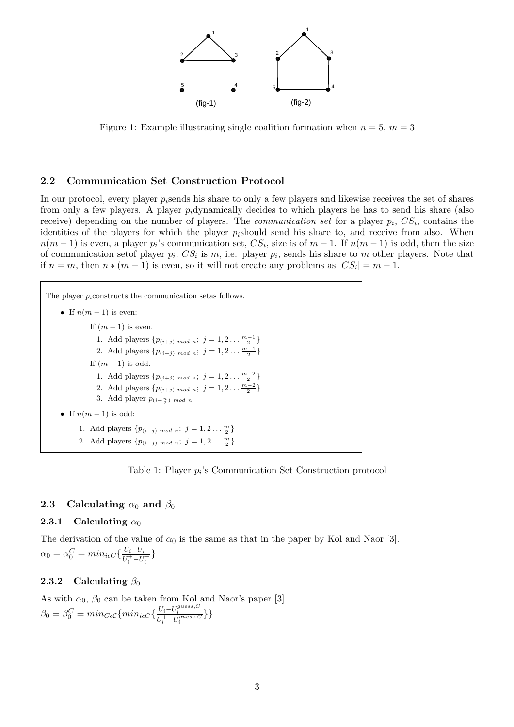Figure 1: Example illustrating single coalition formation when $n = 5$, $m = 3$

### 2.2 Communication Set Construction Protocol

In our protocol, every player $p_i$sends his share to only a few players and likewise receives the set of shares from only a few players. A player $p_i$dynamically decides to which players he has to send his share (also receive) depending on the number of players. The *communication set* for a player $p_i$, $CS_i$, contains the identities of the players for which the player $p_i$should send his share to, and receive from also. When $n(m-1)$ is even, a player $p_i$'s communication set, $CS_i$, size is of $m-1$. If $n(m-1)$ is odd, then the size of communication setof player $p_i$, $CS_i$ is $m$, i.e. player $p_i$, sends his share to $m$ other players. Note that if $n = m$, then $n * (m-1)$ is even, so it will not create any problems as $|CS_i| = m - 1$.

The player $p_i$constructs the communication setas follows.

- If $n(m-1)$ is even:
  - If $(m-1)$ is even.
    1. Add players $\{p_{(i+j) \ mod \ n};\ j = 1, 2 \ldots \frac{m-1}{2}\}$
    2. Add players $\{p_{(i-j) \ mod \ n};\ j = 1, 2 \ldots \frac{m-1}{2}\}$
  - If $(m-1)$ is odd.
    1. Add players $\{p_{(i+j) \ mod \ n};\ j = 1, 2 \ldots \frac{m-2}{2}\}$
    2. Add players $\{p_{(i+j) \ mod \ n};\ j = 1, 2 \ldots \frac{m-2}{2}\}$
    3. Add player $p_{(i+\frac{n}{2}) \ mod \ n}$
- If $n(m-1)$ is odd:
  1. Add players $\{p_{(i+j) \ mod \ n};\ j = 1, 2 \ldots \frac{m}{2}\}$
  2. Add players $\{p_{(i-j) \ mod \ n};\ j = 1, 2 \ldots \frac{m}{2}\}$

Table 1: Player $p_i$'s Communication Set Construction protocol

### 2.3 Calculating $\alpha_0$ and $\beta_0$

#### 2.3.1 Calculating $\alpha_0$

The derivation of the value of $\alpha_0$ is the same as that in the paper by Kol and Naor [3].
$\alpha_0 = \alpha_0^C = min_{i \epsilon C}\{\frac{U_i - U_i^-}{U_i^+ - U_i^-}\}$

#### 2.3.2 Calculating $\beta_0$

As with $\alpha_0$, $\beta_0$ can be taken from Kol and Naor's paper [3].
$\beta_0 = \beta_0^C = min_{C \epsilon \mathcal{C}}\{min_{i \epsilon C}\{\frac{U_i - U_i^{guess,C}}{U_i^+ - U_i^{guess,C}}\}\}$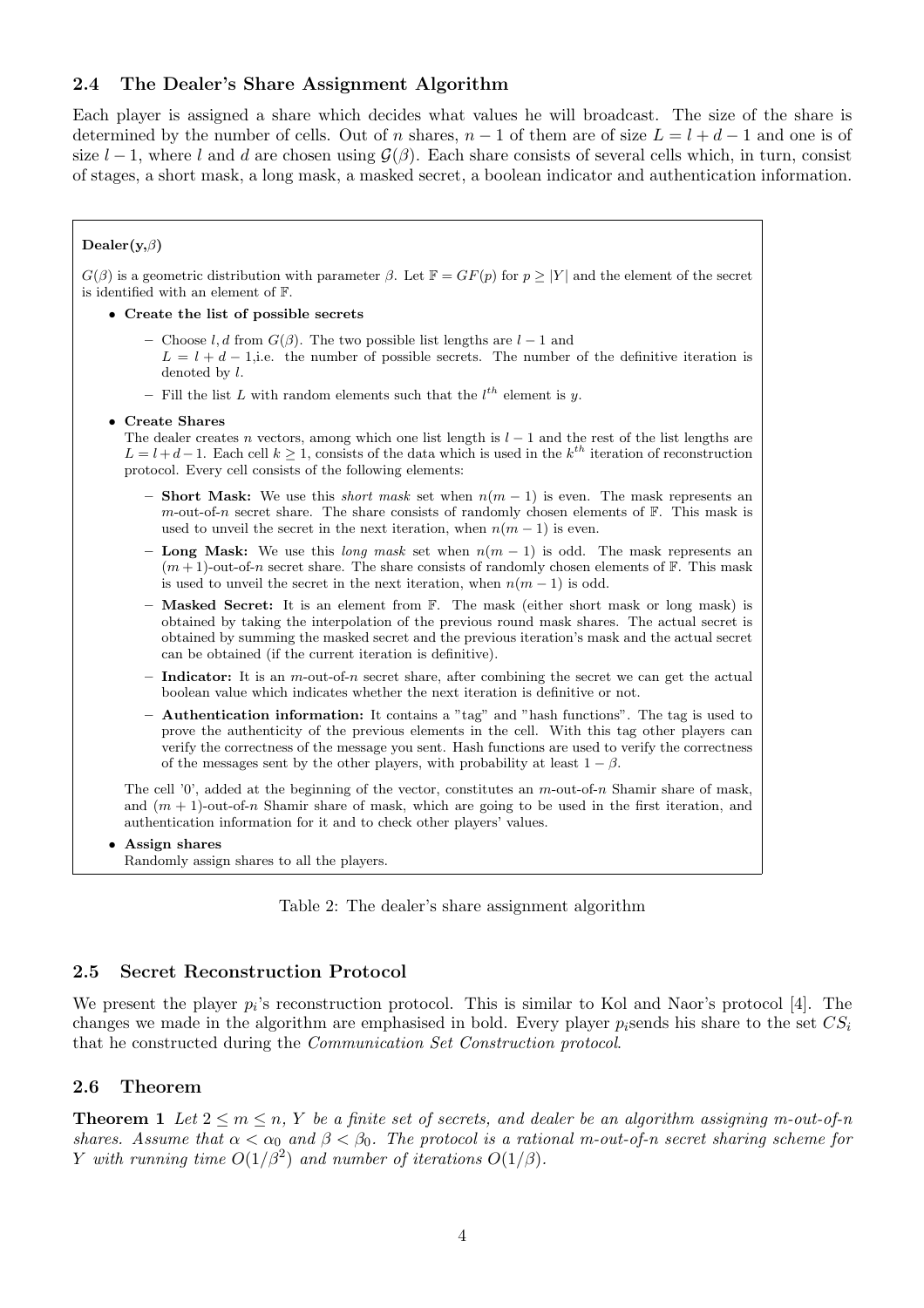### 2.4 The Dealer's Share Assignment Algorithm

Each player is assigned a share which decides what values he will broadcast. The size of the share is determined by the number of cells. Out of $n$ shares, $n-1$ of them are of size $L = l + d - 1$ and one is of size $l - 1$, where $l$ and $d$ are chosen using $\mathcal{G}(\beta)$. Each share consists of several cells which, in turn, consist of stages, a short mask, a long mask, a masked secret, a boolean indicator and authentication information.

**Dealer(y,$\beta$)**

$G(\beta)$ is a geometric distribution with parameter $\beta$. Let $\mathbb{F} = GF(p)$ for $p \geq |Y|$ and the element of the secret is identified with an element of $\mathbb{F}$.

- **Create the list of possible secrets**
  - Choose $l, d$ from $G(\beta)$. The two possible list lengths are $l - 1$ and $L = l + d - 1$,i.e. the number of possible secrets. The number of the definitive iteration is denoted by $l$.
  - Fill the list $L$ with random elements such that the $l^{th}$ element is $y$.
- **Create Shares**
  The dealer creates $n$ vectors, among which one list length is $l - 1$ and the rest of the list lengths are $L = l + d - 1$. Each cell $k \geq 1$, consists of the data which is used in the $k^{th}$ iteration of reconstruction protocol. Every cell consists of the following elements:
  - **Short Mask:** We use this *short mask* set when $n(m-1)$ is even. The mask represents an $m$-out-of-$n$ secret share. The share consists of randomly chosen elements of $\mathbb{F}$. This mask is used to unveil the secret in the next iteration, when $n(m-1)$ is even.
  - **Long Mask:** We use this *long mask* set when $n(m-1)$ is odd. The mask represents an $(m+1)$-out-of-$n$ secret share. The share consists of randomly chosen elements of $\mathbb{F}$. This mask is used to unveil the secret in the next iteration, when $n(m-1)$ is odd.
  - **Masked Secret:** It is an element from $\mathbb{F}$. The mask (either short mask or long mask) is obtained by taking the interpolation of the previous round mask shares. The actual secret is obtained by summing the masked secret and the previous iteration's mask and the actual secret can be obtained (if the current iteration is definitive).
  - **Indicator:** It is an $m$-out-of-$n$ secret share, after combining the secret we can get the actual boolean value which indicates whether the next iteration is definitive or not.
  - **Authentication information:** It contains a "tag" and "hash functions". The tag is used to prove the authenticity of the previous elements in the cell. With this tag other players can verify the correctness of the message you sent. Hash functions are used to verify the correctness of the messages sent by the other players, with probability at least $1 - \beta$.

  The cell '0', added at the beginning of the vector, constitutes an $m$-out-of-$n$ Shamir share of mask, and $(m+1)$-out-of-$n$ Shamir share of mask, which are going to be used in the first iteration, and authentication information for it and to check other players' values.
- **Assign shares**
  Randomly assign shares to all the players.

Table 2: The dealer's share assignment algorithm

### 2.5 Secret Reconstruction Protocol

We present the player $p_i$'s reconstruction protocol. This is similar to Kol and Naor's protocol [4]. The changes we made in the algorithm are emphasised in bold. Every player $p_i$sends his share to the set $CS_i$ that he constructed during the *Communication Set Construction protocol*.

### 2.6 Theorem

**Theorem 1** *Let $2 \leq m \leq n$, $Y$ be a finite set of secrets, and dealer be an algorithm assigning m-out-of-n shares. Assume that $\alpha < \alpha_0$ and $\beta < \beta_0$. The protocol is a rational m-out-of-n secret sharing scheme for $Y$ with running time $O(1/\beta^2)$ and number of iterations $O(1/\beta)$.*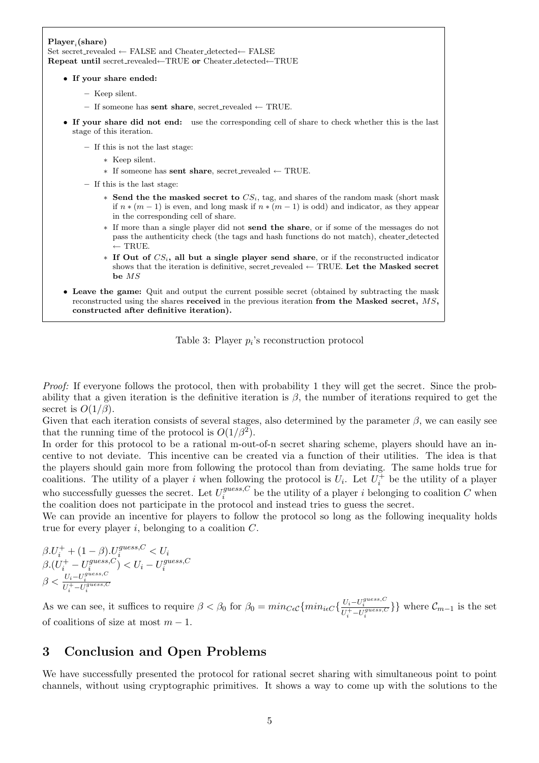**Player$_i$(share)**
Set secret_revealed ← FALSE and Cheater_detected← FALSE
**Repeat until** secret_revealed←TRUE **or** Cheater_detected←TRUE

- **If your share ended:**
  - Keep silent.
  - If someone has **sent share**, secret_revealed ← TRUE.
- **If your share did not end:** use the corresponding cell of share to check whether this is the last stage of this iteration.
  - If this is not the last stage:
    - Keep silent.
    - If someone has **sent share**, secret_revealed ← TRUE.
  - If this is the last stage:
    - **Send the the masked secret to** $CS_i$, tag, and shares of the random mask (short mask if $n*(m-1)$ is even, and long mask if $n*(m-1)$ is odd) and indicator, as they appear in the corresponding cell of share.
    - If more than a single player did not **send the share**, or if some of the messages do not pass the authenticity check (the tags and hash functions do not match), cheater_detected ← TRUE.
    - **If Out of** $CS_i$**, all but a single player send share**, or if the reconstructed indicator shows that the iteration is definitive, secret_revealed ← TRUE. **Let the Masked secret be** $MS$
- **Leave the game:** Quit and output the current possible secret (obtained by subtracting the mask reconstructed using the shares **received** in the previous iteration **from the Masked secret,** $MS$**, constructed after definitive iteration).**

Table 3: Player $p_i$'s reconstruction protocol

*Proof:* If everyone follows the protocol, then with probability 1 they will get the secret. Since the probability that a given iteration is the definitive iteration is $\beta$, the number of iterations required to get the secret is $O(1/\beta)$.
Given that each iteration consists of several stages, also determined by the parameter $\beta$, we can easily see that the running time of the protocol is $O(1/\beta^2)$.
In order for this protocol to be a rational m-out-of-n secret sharing scheme, players should have an incentive to not deviate. This incentive can be created via a function of their utilities. The idea is that the players should gain more from following the protocol than from deviating. The same holds true for coalitions. The utility of a player $i$ when following the protocol is $U_i$. Let $U_i^+$ be the utility of a player who successfully guesses the secret. Let $U_i^{guess,C}$ be the utility of a player $i$ belonging to coalition $C$ when the coalition does not participate in the protocol and instead tries to guess the secret.
We can provide an incentive for players to follow the protocol so long as the following inequality holds true for every player $i$, belonging to a coalition $C$.

$$\beta.U_i^+ + (1-\beta).U_i^{guess,C} < U_i$$
$$\beta.(U_i^+ - U_i^{guess,C}) < U_i - U_i^{guess,C}$$
$$\beta < \frac{U_i - U_i^{guess,C}}{U_i^+ - U_i^{guess,C}}$$

As we can see, it suffices to require $\beta < \beta_0$ for $\beta_0 = min_{C\epsilon\mathcal{C}}\{min_{i\epsilon C}\{\frac{U_i - U_i^{guess,C}}{U_i^+ - U_i^{guess,C}}\}\}$ where $\mathcal{C}_{m-1}$ is the set of coalitions of size at most $m-1$.

## 3 Conclusion and Open Problems

We have successfully presented the protocol for rational secret sharing with simultaneous point to point channels, without using cryptographic primitives. It shows a way to come up with the solutions to the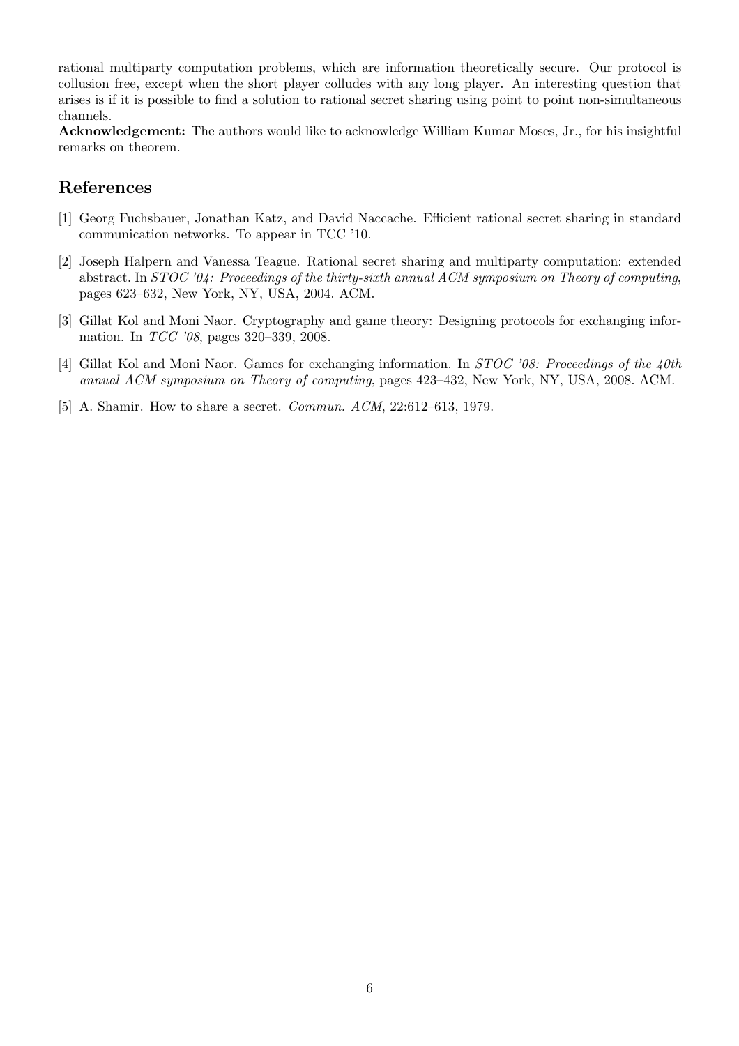rational multiparty computation problems, which are information theoretically secure. Our protocol is collusion free, except when the short player colludes with any long player. An interesting question that arises is if it is possible to find a solution to rational secret sharing using point to point non-simultaneous channels.

**Acknowledgement:** The authors would like to acknowledge William Kumar Moses, Jr., for his insightful remarks on theorem.

## References

[1] Georg Fuchsbauer, Jonathan Katz, and David Naccache. Efficient rational secret sharing in standard communication networks. To appear in TCC '10.

[2] Joseph Halpern and Vanessa Teague. Rational secret sharing and multiparty computation: extended abstract. In *STOC '04: Proceedings of the thirty-sixth annual ACM symposium on Theory of computing*, pages 623–632, New York, NY, USA, 2004. ACM.

[3] Gillat Kol and Moni Naor. Cryptography and game theory: Designing protocols for exchanging information. In *TCC '08*, pages 320–339, 2008.

[4] Gillat Kol and Moni Naor. Games for exchanging information. In *STOC '08: Proceedings of the 40th annual ACM symposium on Theory of computing*, pages 423–432, New York, NY, USA, 2008. ACM.

[5] A. Shamir. How to share a secret. *Commun. ACM*, 22:612–613, 1979.